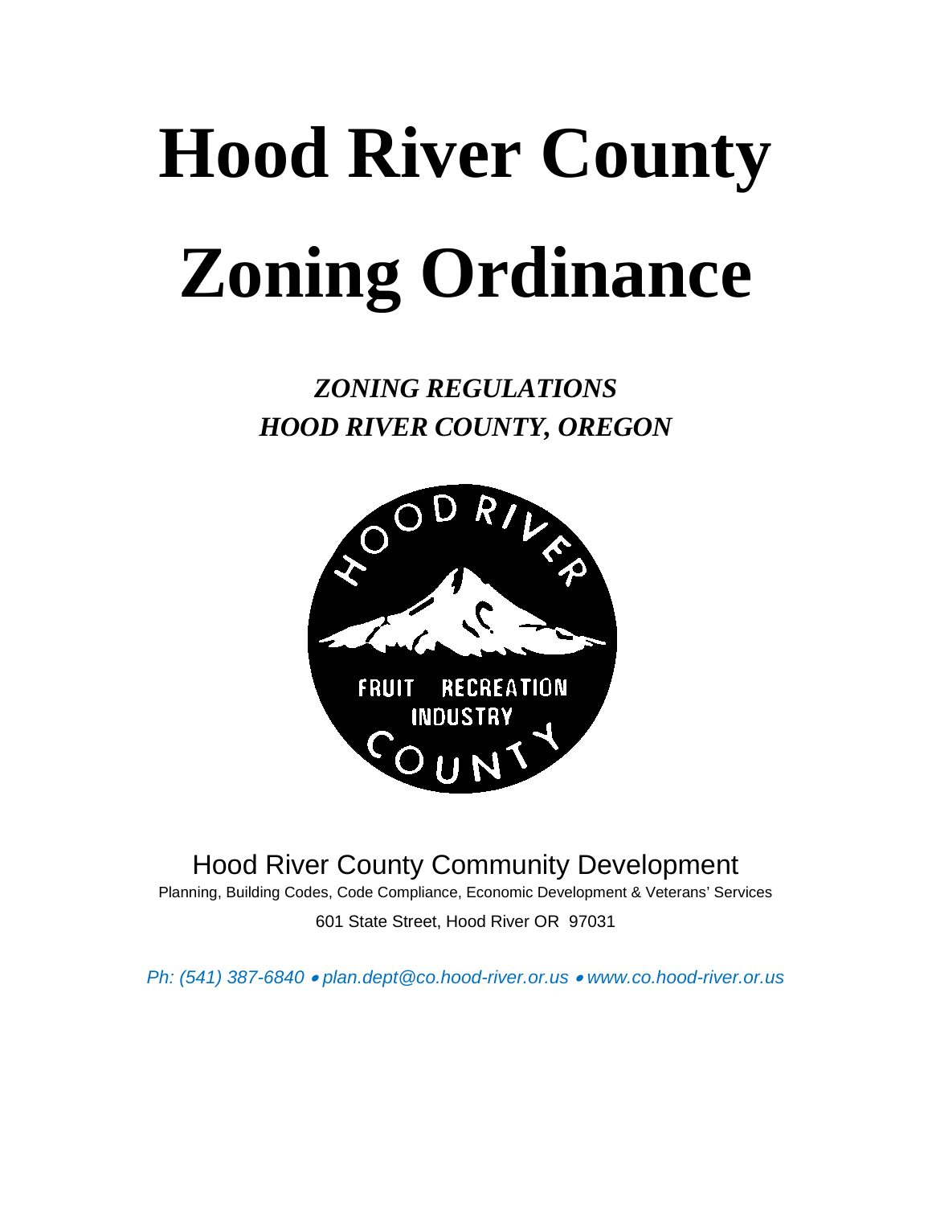# Hood River County Zoning Ordinance

***ZONING REGULATIONS***
***HOOD RIVER COUNTY, OREGON***

Hood River County Community Development

Planning, Building Codes, Code Compliance, Economic Development & Veterans' Services

601 State Street, Hood River OR 97031

*Ph: (541) 387-6840 • plan.dept@co.hood-river.or.us • www.co.hood-river.or.us*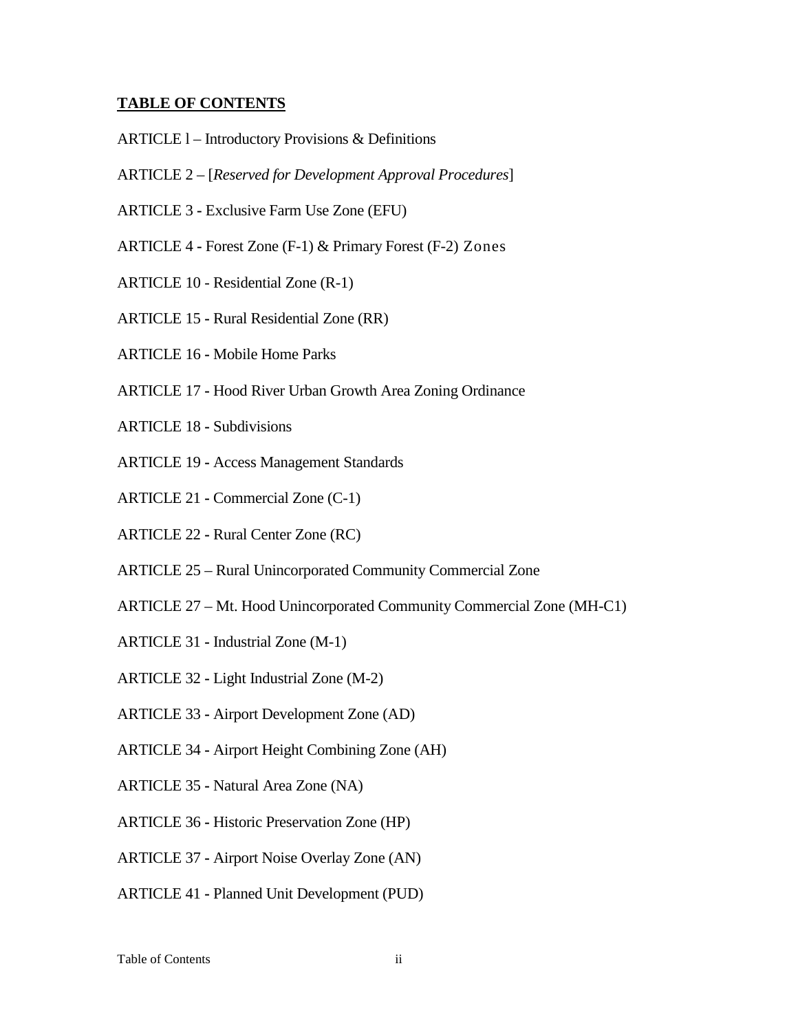**TABLE OF CONTENTS**

ARTICLE l – Introductory Provisions & Definitions

ARTICLE 2 – [*Reserved for Development Approval Procedures*]

ARTICLE 3 - Exclusive Farm Use Zone (EFU)

ARTICLE 4 - Forest Zone (F-1) & Primary Forest (F-2) Zones

ARTICLE 10 - Residential Zone (R-1)

ARTICLE 15 - Rural Residential Zone (RR)

ARTICLE 16 - Mobile Home Parks

ARTICLE 17 - Hood River Urban Growth Area Zoning Ordinance

ARTICLE 18 - Subdivisions

ARTICLE 19 - Access Management Standards

ARTICLE 21 - Commercial Zone (C-1)

ARTICLE 22 - Rural Center Zone (RC)

ARTICLE 25 – Rural Unincorporated Community Commercial Zone

ARTICLE 27 – Mt. Hood Unincorporated Community Commercial Zone (MH-C1)

ARTICLE 31 - Industrial Zone (M-1)

ARTICLE 32 - Light Industrial Zone (M-2)

ARTICLE 33 - Airport Development Zone (AD)

ARTICLE 34 - Airport Height Combining Zone (AH)

ARTICLE 35 - Natural Area Zone (NA)

ARTICLE 36 - Historic Preservation Zone (HP)

ARTICLE 37 - Airport Noise Overlay Zone (AN)

ARTICLE 41 - Planned Unit Development (PUD)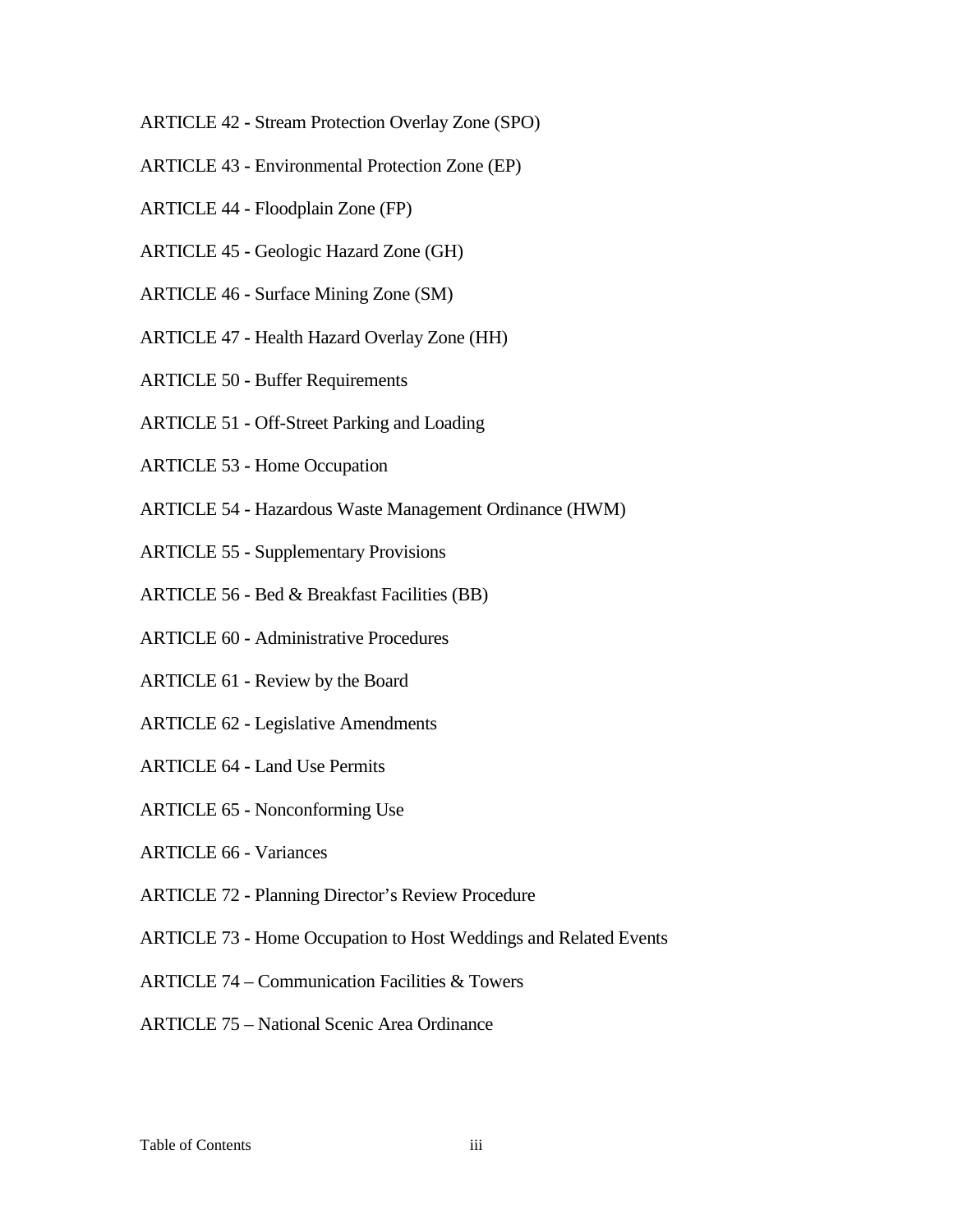ARTICLE 42 - Stream Protection Overlay Zone (SPO)

ARTICLE 43 - Environmental Protection Zone (EP)

ARTICLE 44 - Floodplain Zone (FP)

ARTICLE 45 - Geologic Hazard Zone (GH)

ARTICLE 46 - Surface Mining Zone (SM)

ARTICLE 47 - Health Hazard Overlay Zone (HH)

ARTICLE 50 - Buffer Requirements

ARTICLE 51 - Off-Street Parking and Loading

ARTICLE 53 - Home Occupation

ARTICLE 54 - Hazardous Waste Management Ordinance (HWM)

ARTICLE 55 - Supplementary Provisions

ARTICLE 56 - Bed & Breakfast Facilities (BB)

ARTICLE 60 - Administrative Procedures

ARTICLE 61 - Review by the Board

ARTICLE 62 - Legislative Amendments

ARTICLE 64 - Land Use Permits

ARTICLE 65 - Nonconforming Use

ARTICLE 66 - Variances

ARTICLE 72 - Planning Director's Review Procedure

ARTICLE 73 - Home Occupation to Host Weddings and Related Events

ARTICLE 74 – Communication Facilities & Towers

ARTICLE 75 – National Scenic Area Ordinance